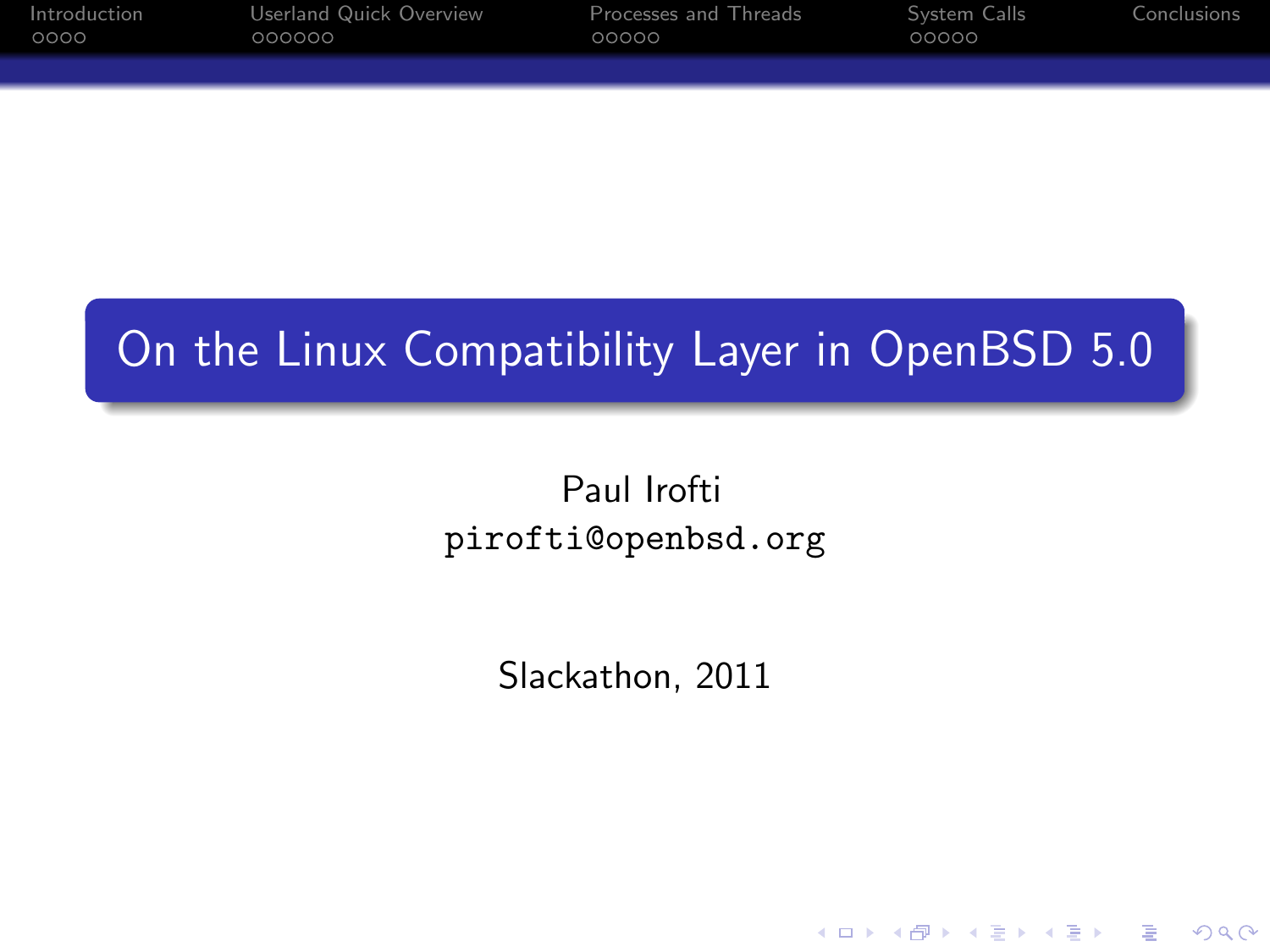# On the Linux Compatibility Layer in OpenBSD 5.0

Paul Irofti
`pirofti@openbsd.org`

Slackathon, 2011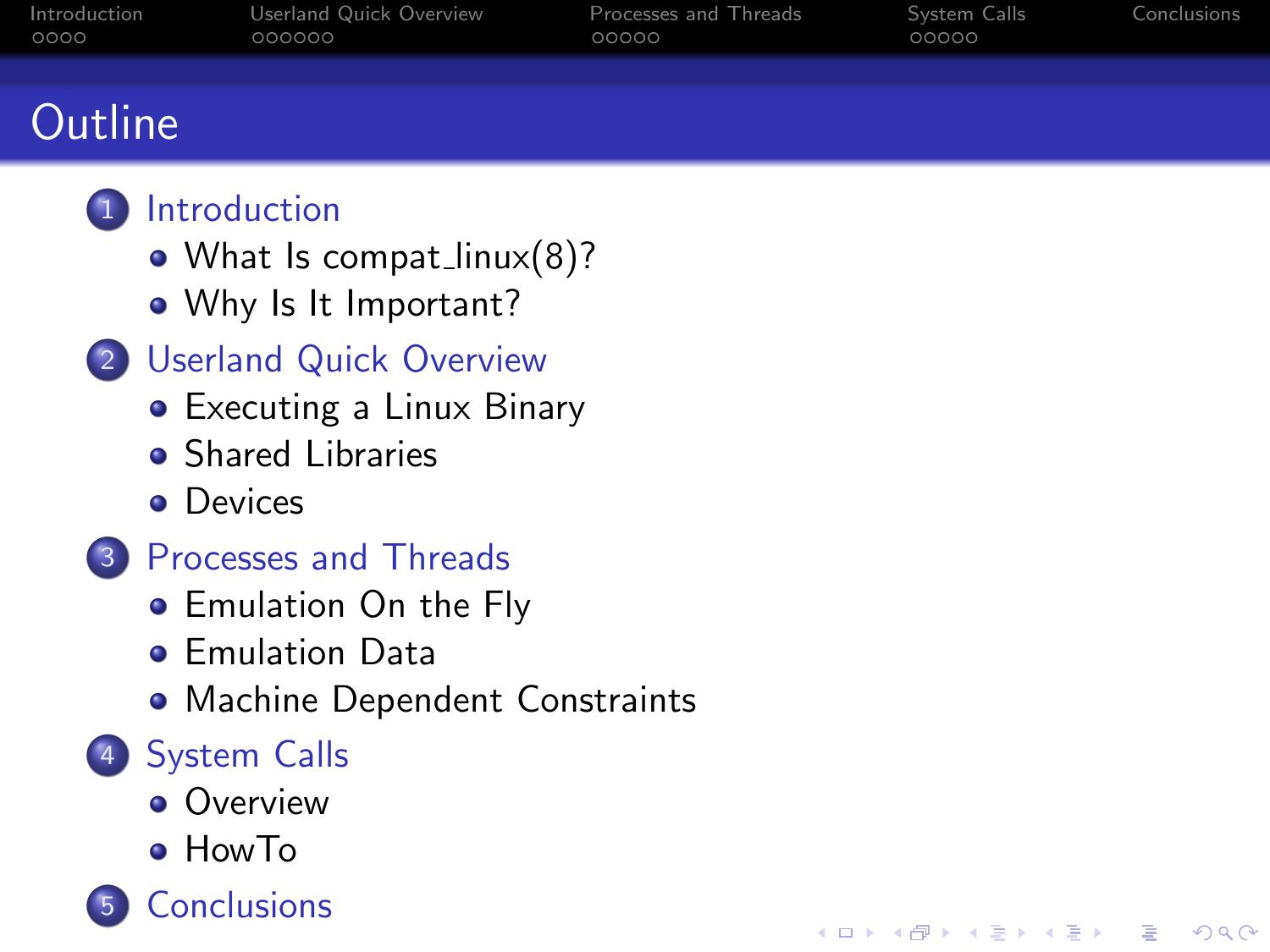# Outline

1. Introduction
   - What Is compat_linux(8)?
   - Why Is It Important?
2. Userland Quick Overview
   - Executing a Linux Binary
   - Shared Libraries
   - Devices
3. Processes and Threads
   - Emulation On the Fly
   - Emulation Data
   - Machine Dependent Constraints
4. System Calls
   - Overview
   - HowTo
5. Conclusions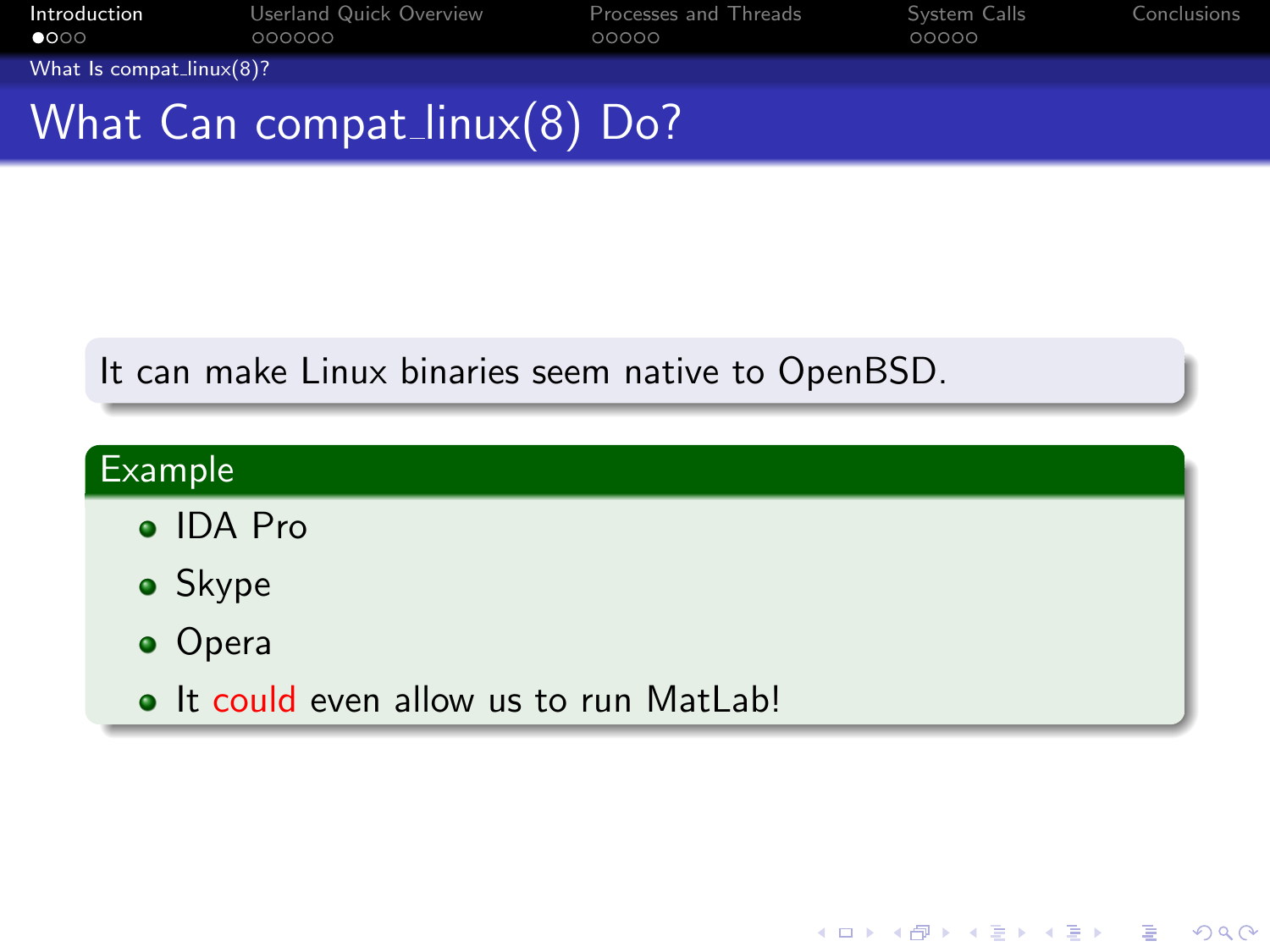# What Can compat_linux(8) Do?

It can make Linux binaries seem native to OpenBSD.

**Example**

- IDA Pro
- Skype
- Opera
- It could even allow us to run MatLab!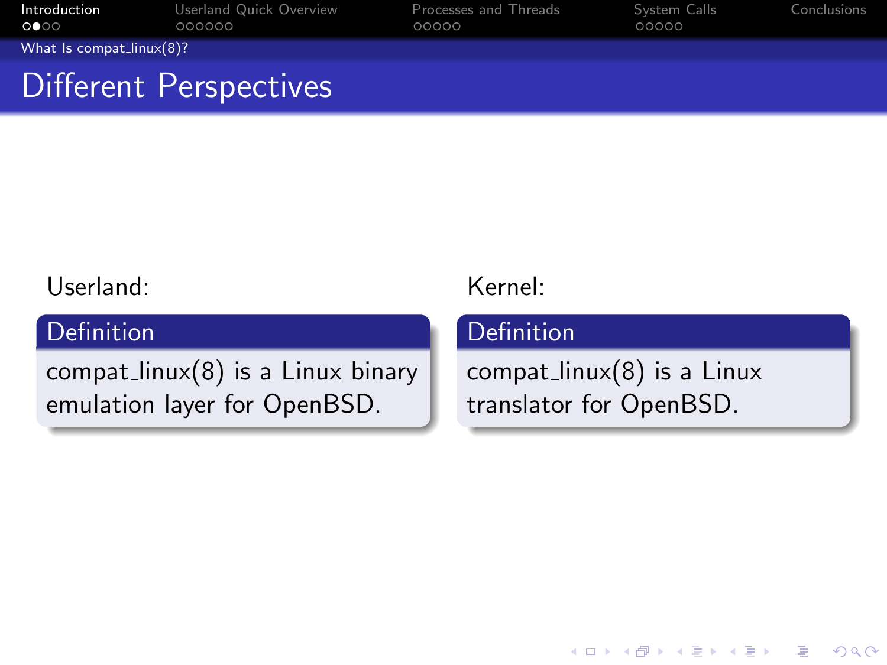# Different Perspectives

Userland:

**Definition**

compat_linux(8) is a Linux binary emulation layer for OpenBSD.

Kernel:

**Definition**

compat_linux(8) is a Linux translator for OpenBSD.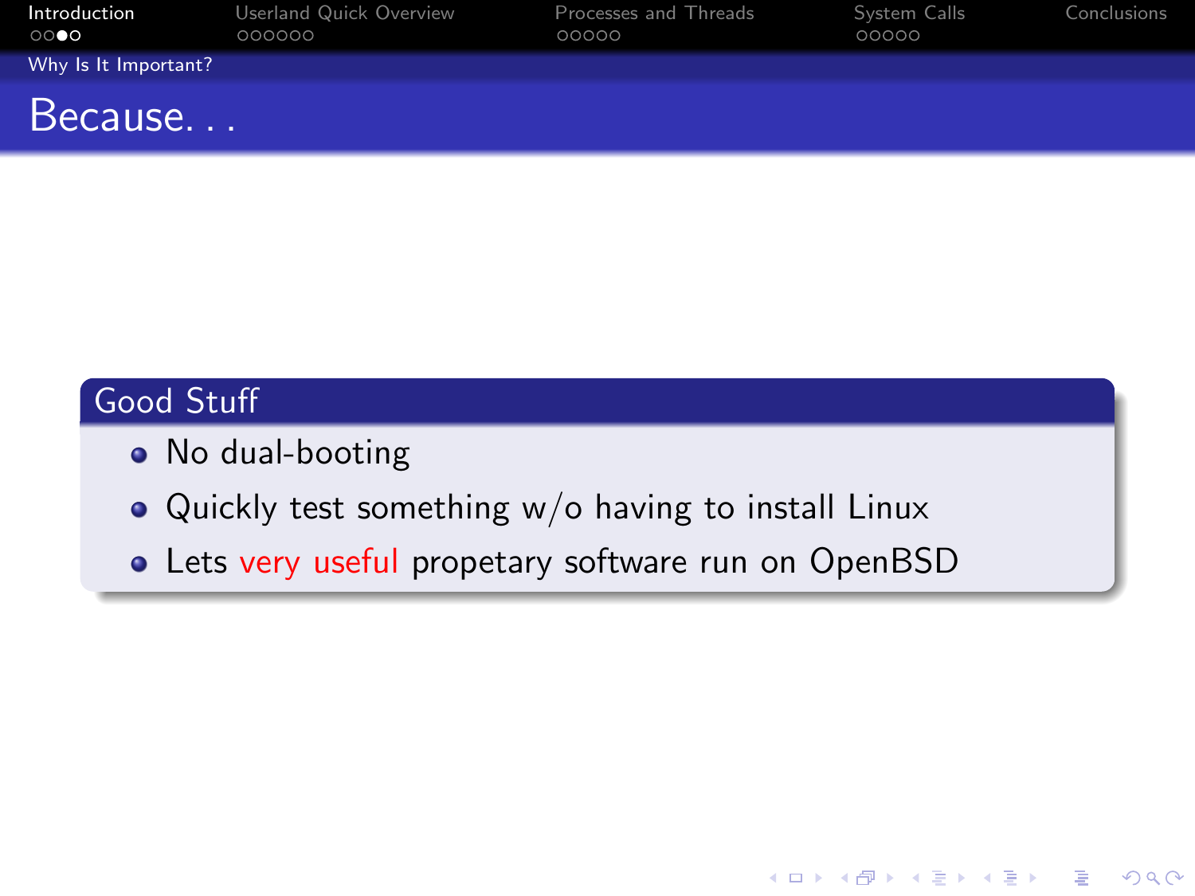# Because. . .

## Good Stuff

- No dual-booting
- Quickly test something w/o having to install Linux
- Lets very useful propetary software run on OpenBSD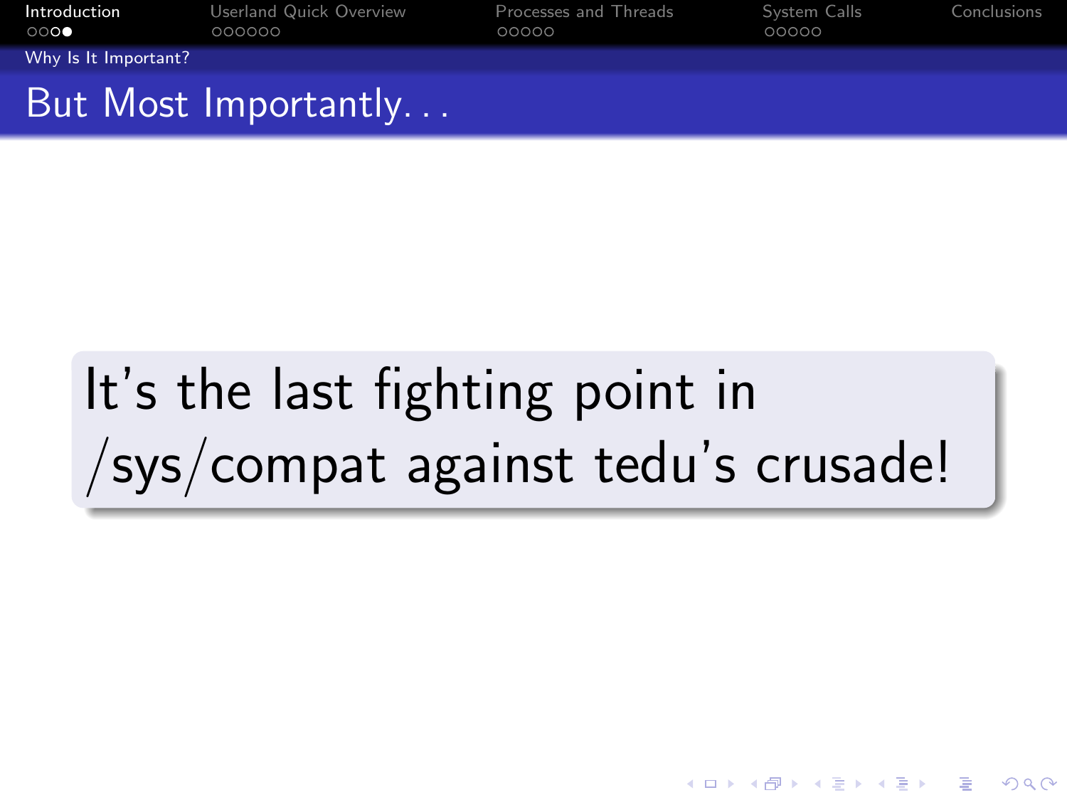## But Most Importantly. . .

It's the last fighting point in /sys/compat against tedu's crusade!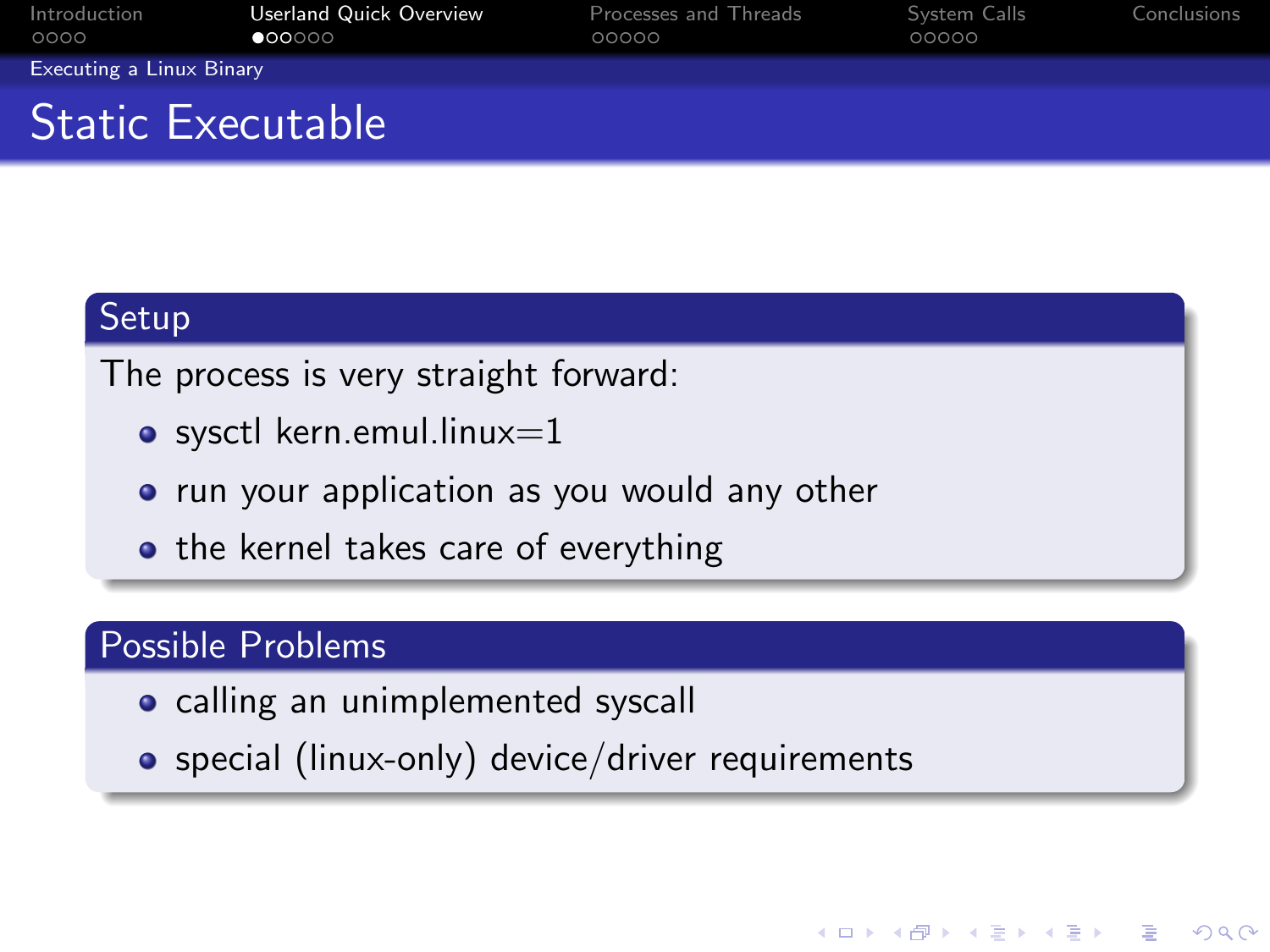# Static Executable

## Setup

The process is very straight forward:

- sysctl kern.emul.linux=1
- run your application as you would any other
- the kernel takes care of everything

## Possible Problems

- calling an unimplemented syscall
- special (linux-only) device/driver requirements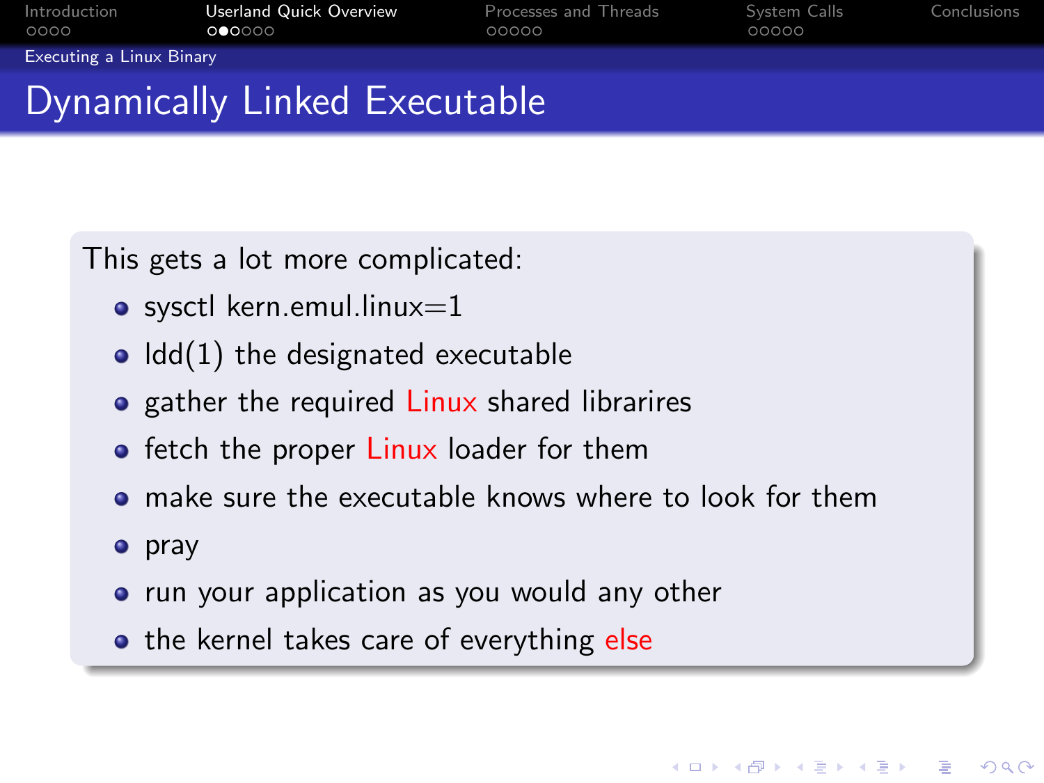# Dynamically Linked Executable

This gets a lot more complicated:

- sysctl kern.emul.linux=1
- ldd(1) the designated executable
- gather the required Linux shared librarires
- fetch the proper Linux loader for them
- make sure the executable knows where to look for them
- pray
- run your application as you would any other
- the kernel takes care of everything else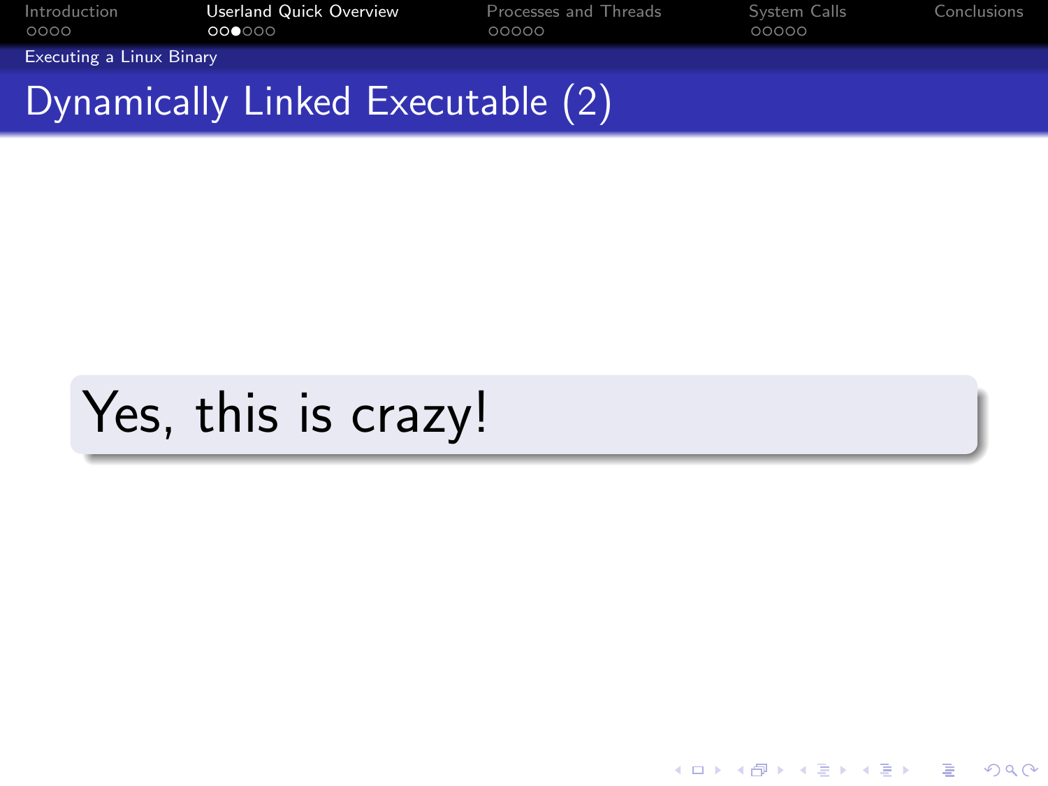# Dynamically Linked Executable (2)

Yes, this is crazy!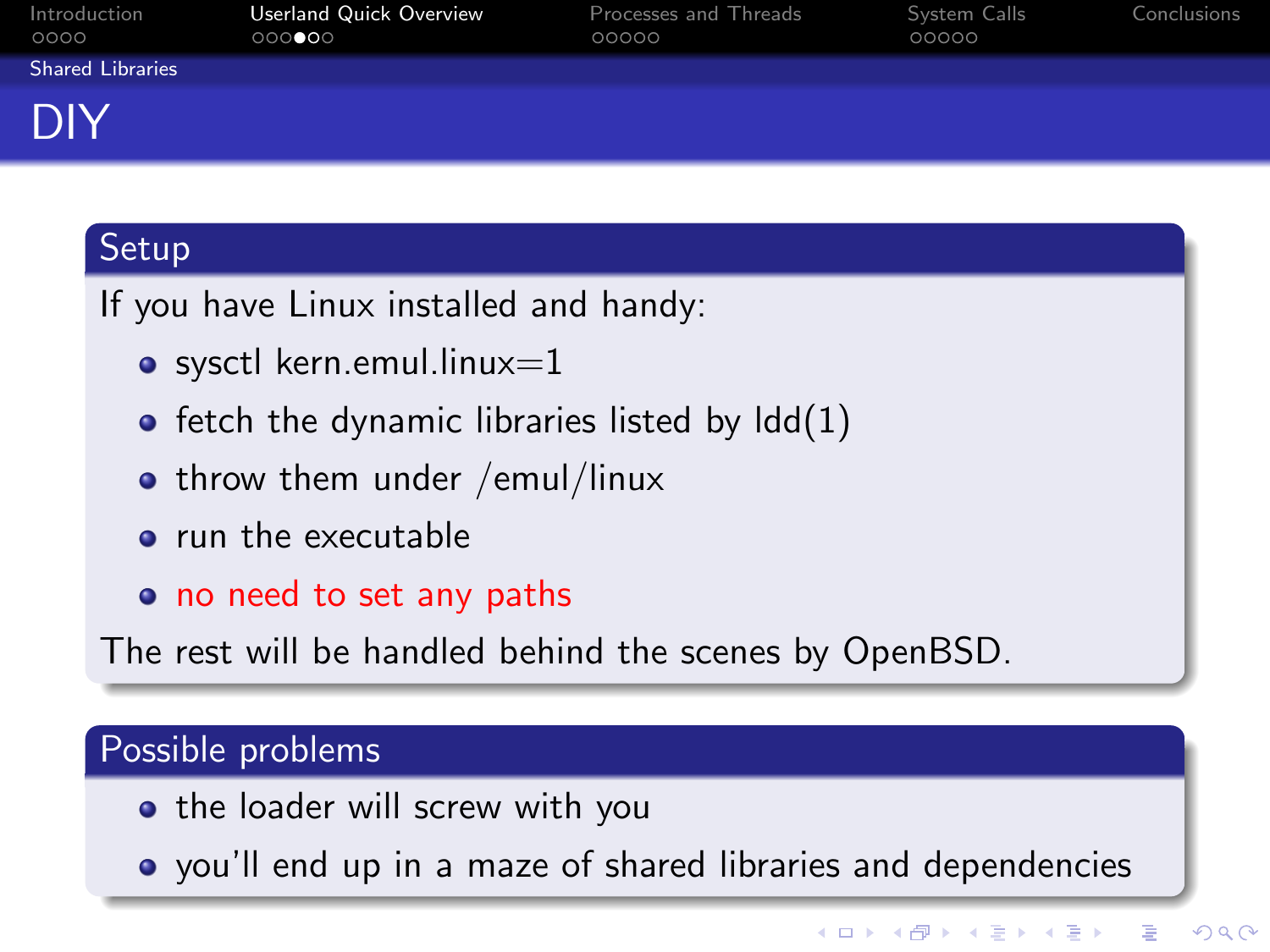## DIY

### Setup

If you have Linux installed and handy:

- sysctl kern.emul.linux=1
- fetch the dynamic libraries listed by ldd(1)
- throw them under /emul/linux
- run the executable
- no need to set any paths

The rest will be handled behind the scenes by OpenBSD.

### Possible problems

- the loader will screw with you
- you'll end up in a maze of shared libraries and dependencies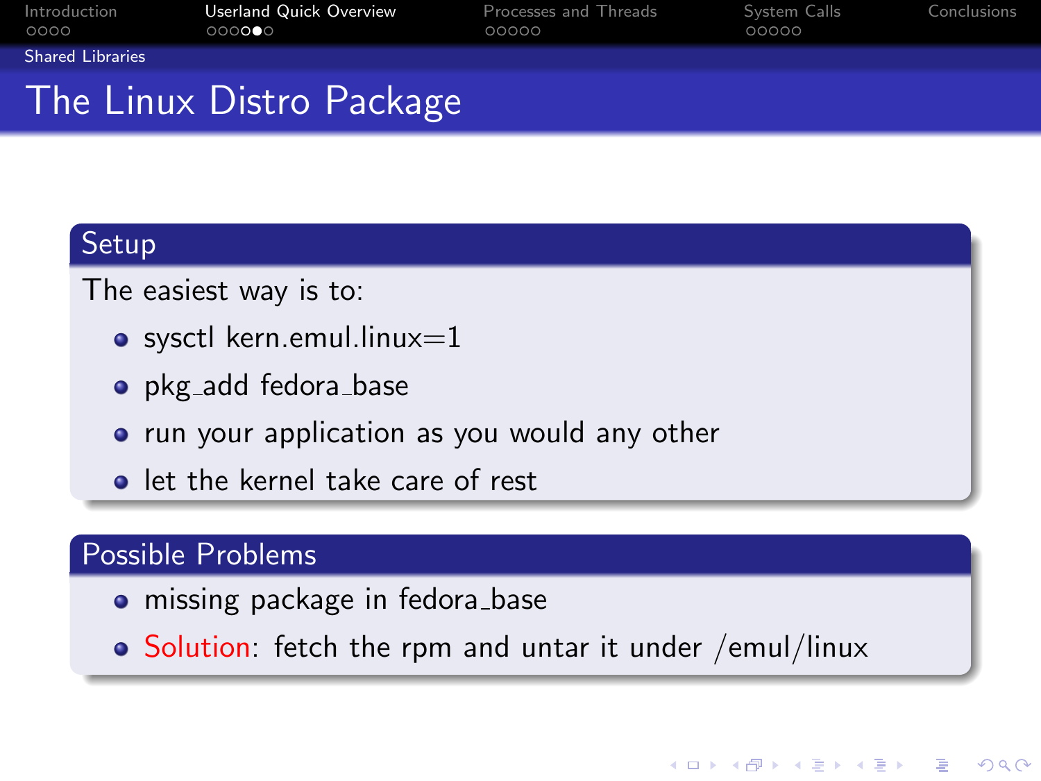# The Linux Distro Package

## Setup

The easiest way is to:

- sysctl kern.emul.linux=1
- pkg_add fedora_base
- run your application as you would any other
- let the kernel take care of rest

## Possible Problems

- missing package in fedora_base
- Solution: fetch the rpm and untar it under /emul/linux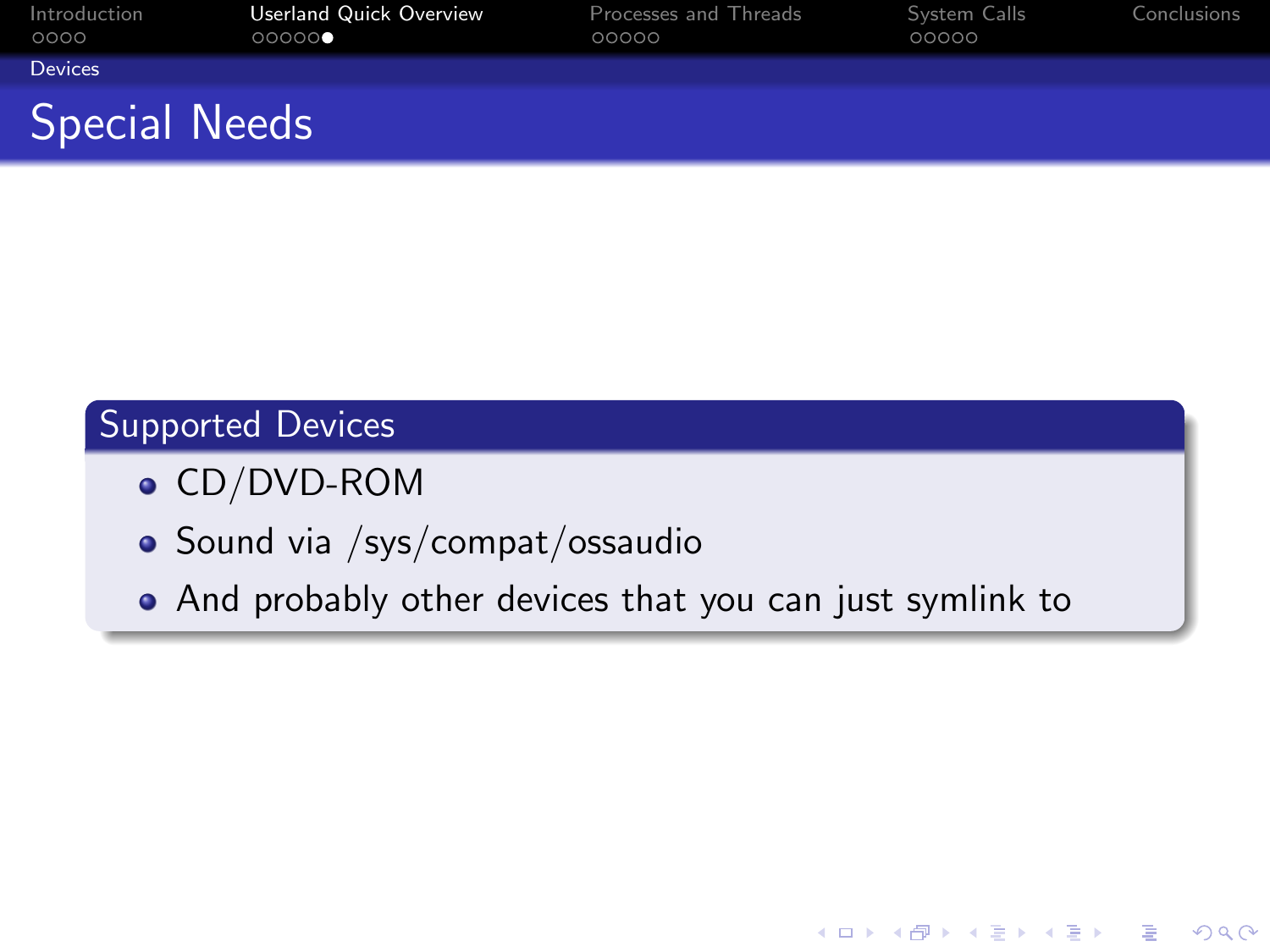## Special Needs

### Supported Devices

- CD/DVD-ROM
- Sound via /sys/compat/ossaudio
- And probably other devices that you can just symlink to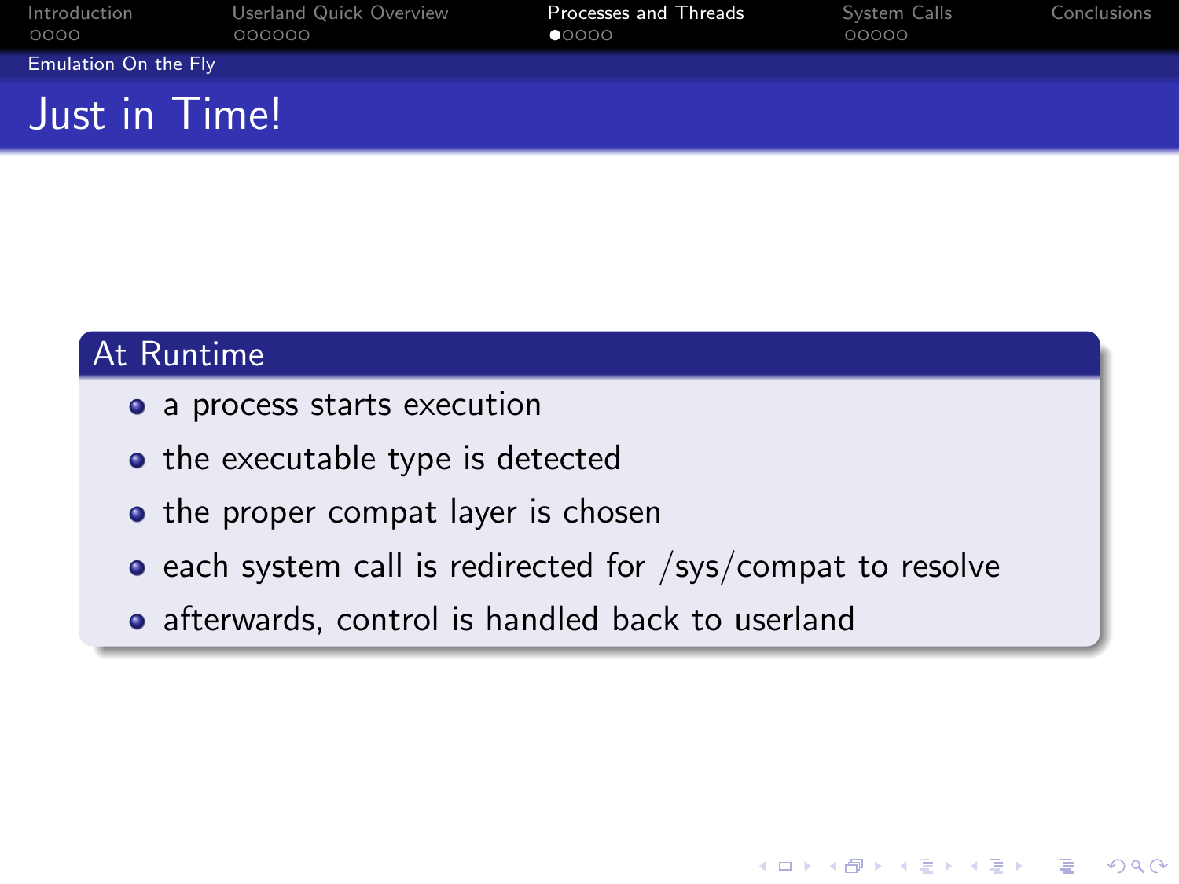## Emulation On the Fly

# Just in Time!

### At Runtime

- a process starts execution
- the executable type is detected
- the proper compat layer is chosen
- each system call is redirected for /sys/compat to resolve
- afterwards, control is handled back to userland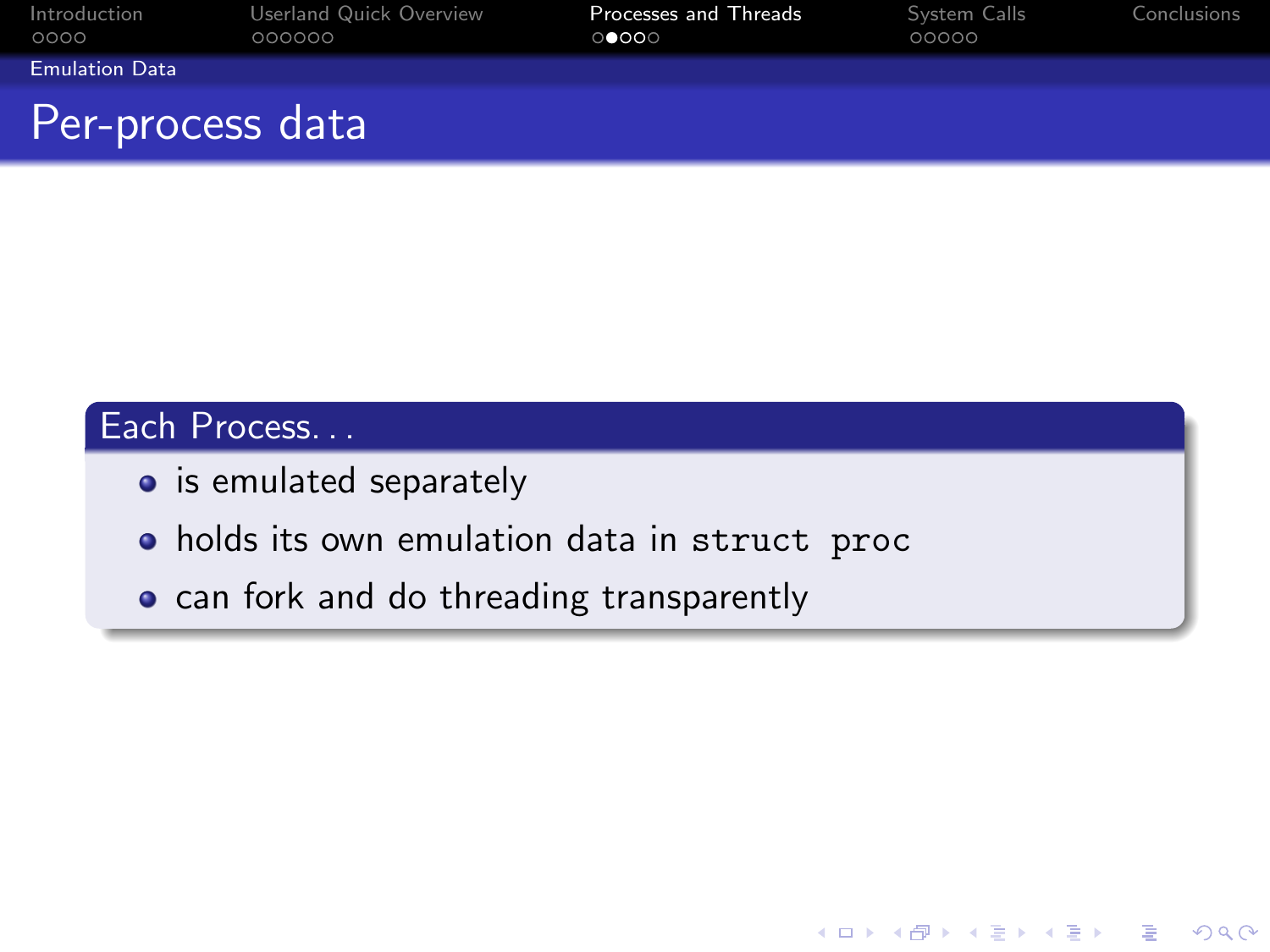## Per-process data

### Each Process. . .

- is emulated separately
- holds its own emulation data in `struct proc`
- can fork and do threading transparently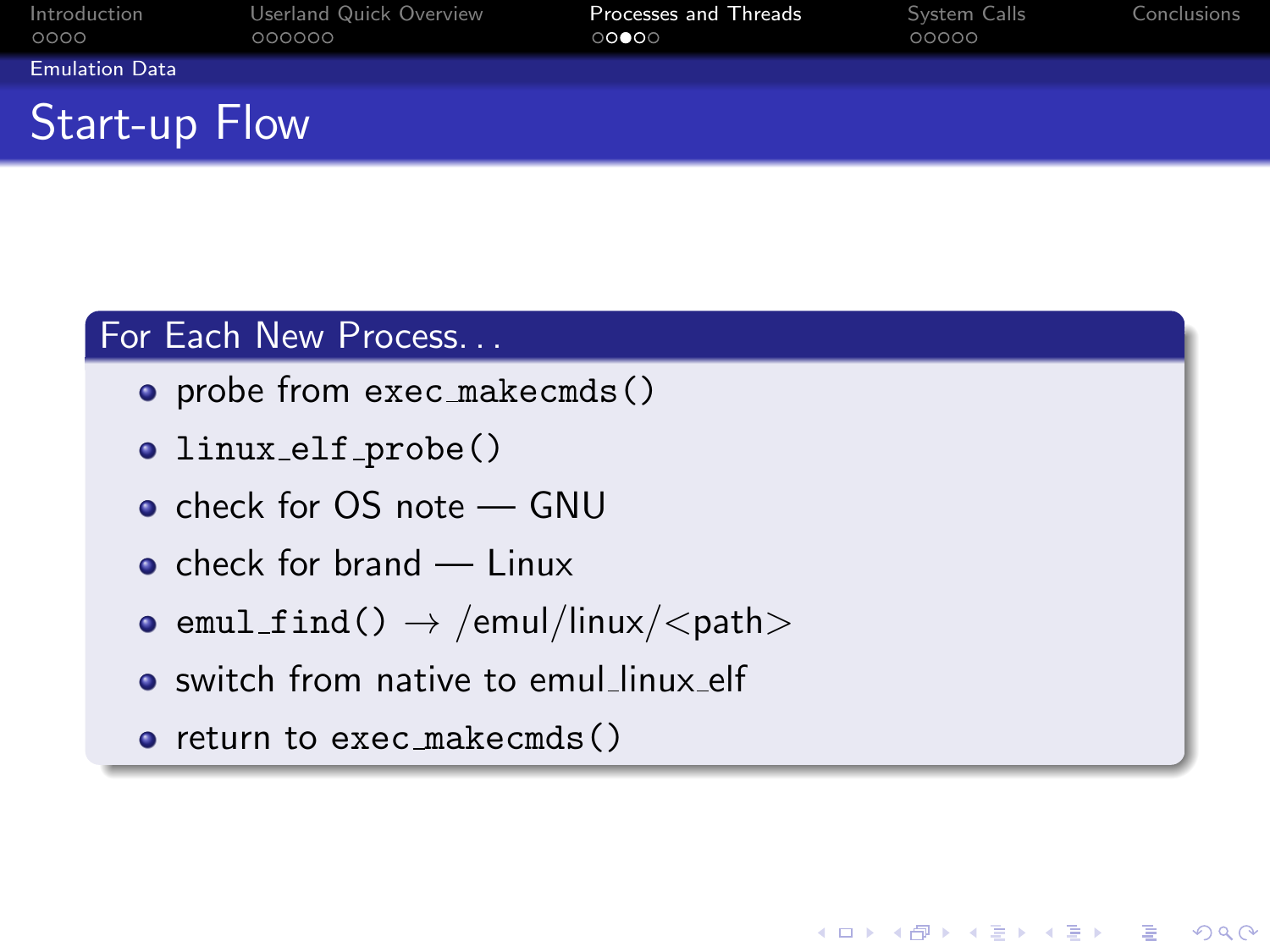# Start-up Flow

## For Each New Process...

- probe from `exec_makecmds()`
- `linux_elf_probe()`
- check for OS note — GNU
- check for brand — Linux
- `emul_find()` → /emul/linux/<path>
- switch from native to emul_linux_elf
- return to `exec_makecmds()`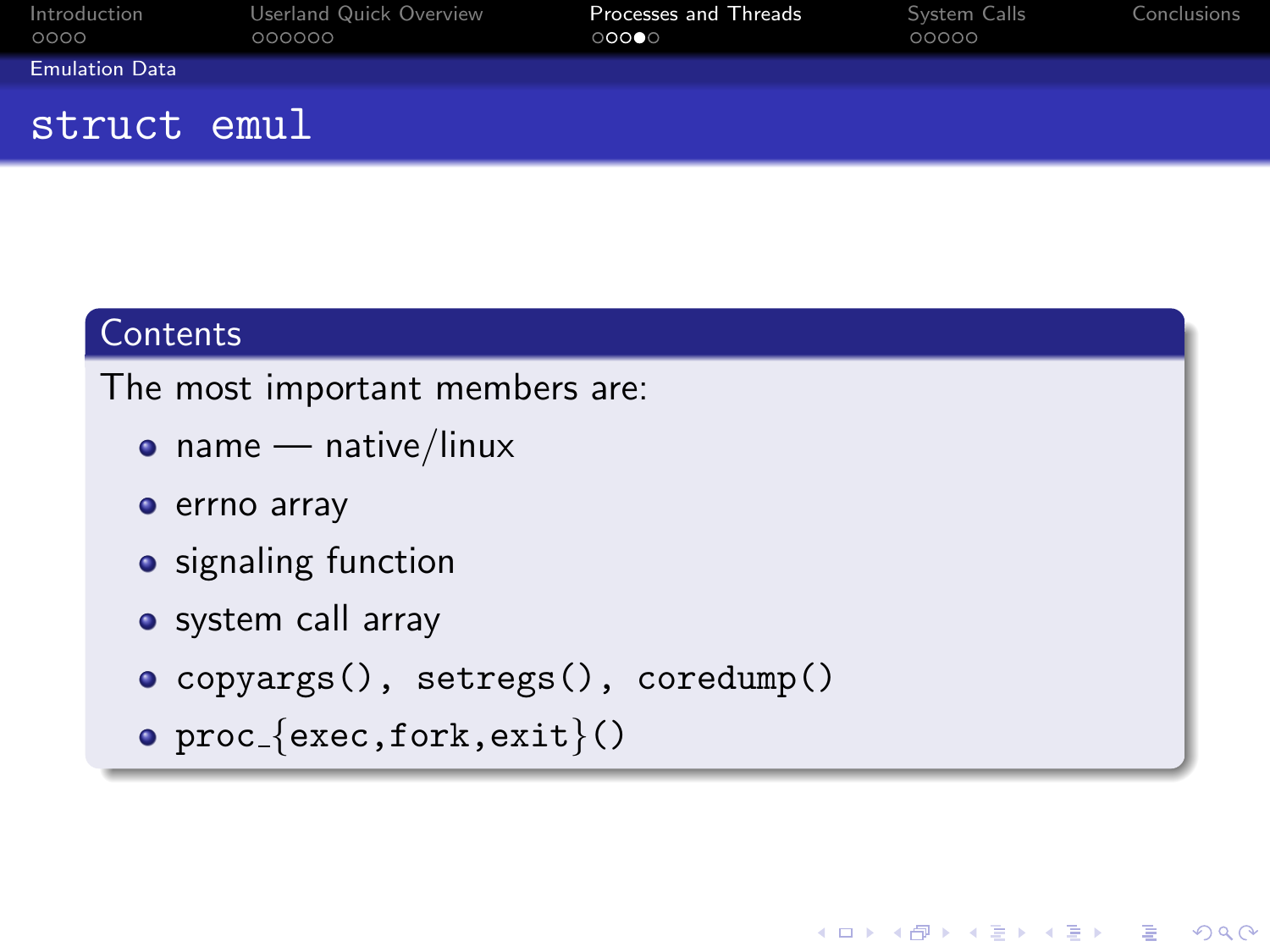# `struct emul`

## Contents

The most important members are:

- name — native/linux
- errno array
- signaling function
- system call array
- `copyargs()`, `setregs()`, `coredump()`
- `proc_{exec,fork,exit}()`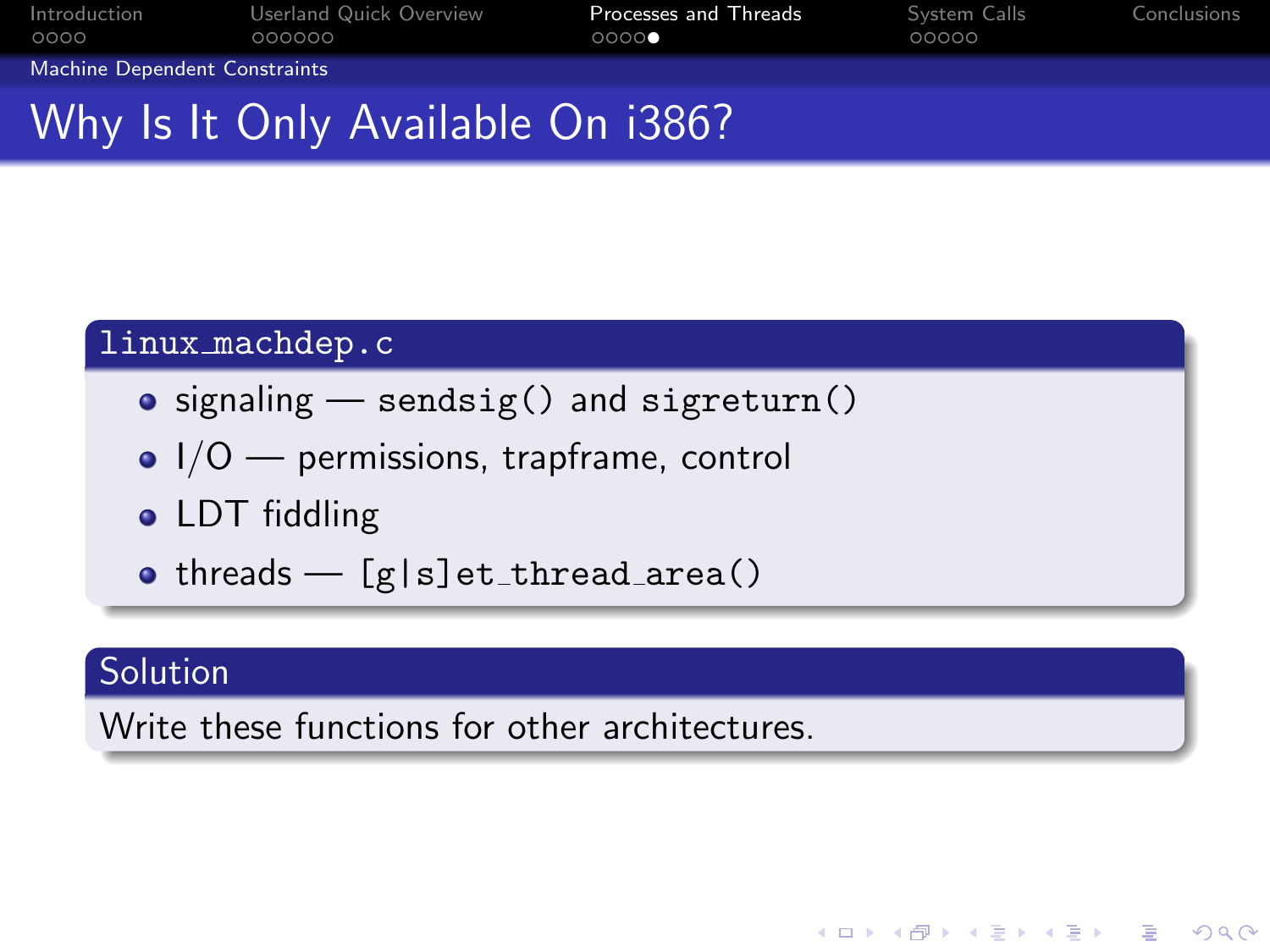# Why Is It Only Available On i386?

### `linux_machdep.c`

- signaling — `sendsig()` and `sigreturn()`
- I/O — permissions, trapframe, control
- LDT fiddling
- threads — `[g|s]et_thread_area()`

### Solution

Write these functions for other architectures.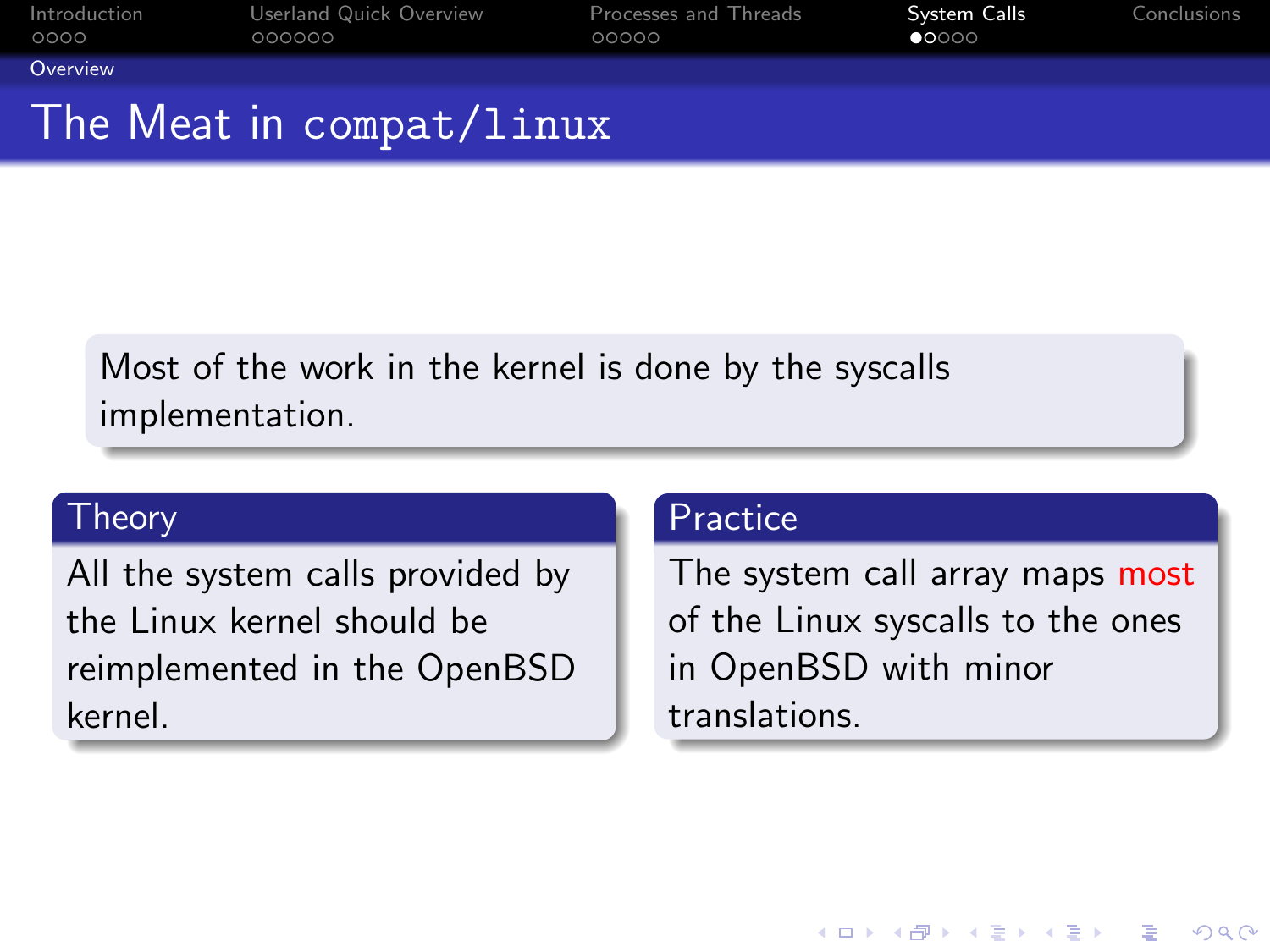# The Meat in `compat/linux`

Most of the work in the kernel is done by the syscalls implementation.

### Theory

All the system calls provided by the Linux kernel should be reimplemented in the OpenBSD kernel.

### Practice

The system call array maps **most** of the Linux syscalls to the ones in OpenBSD with minor translations.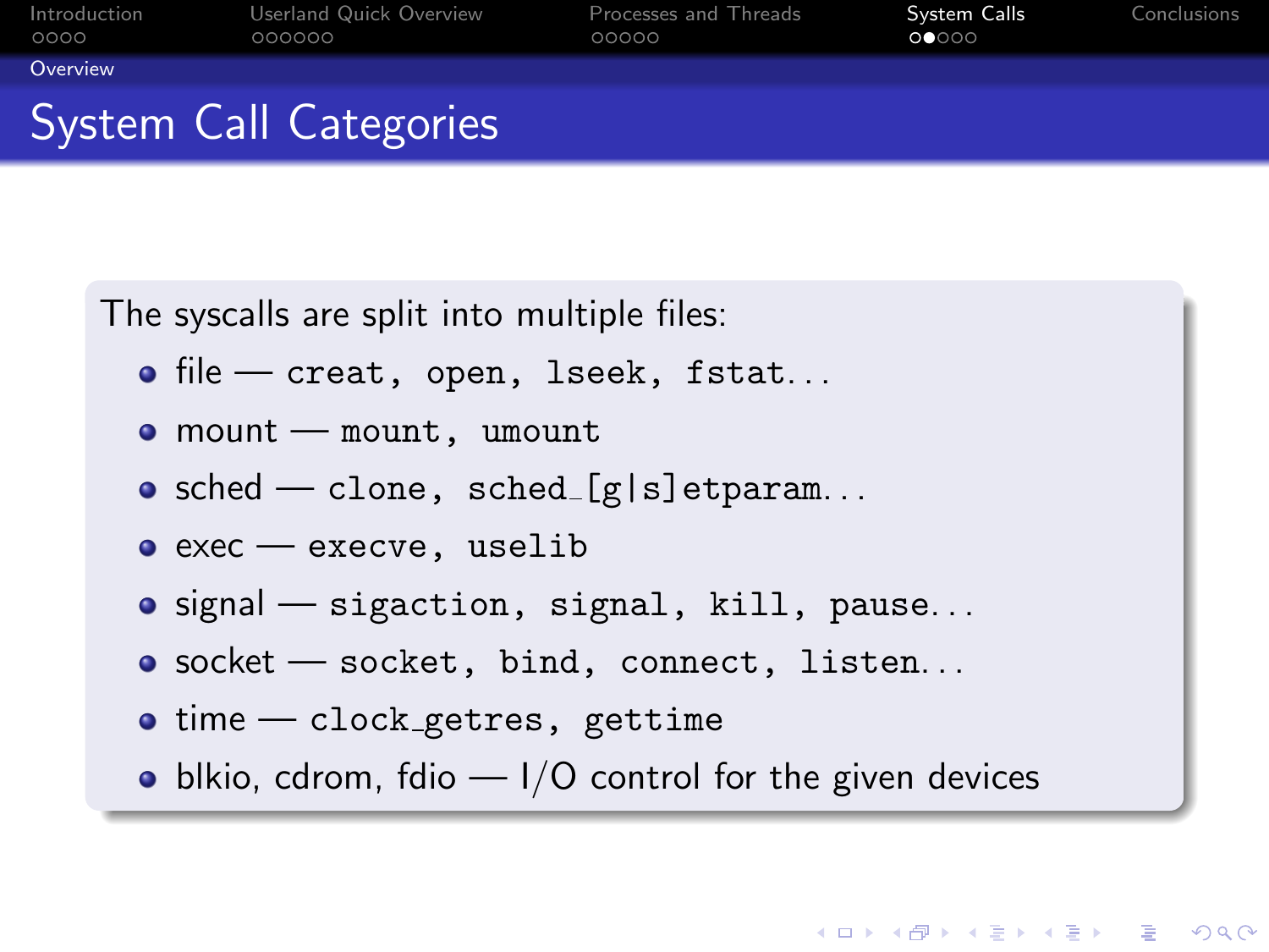## System Call Categories

The syscalls are split into multiple files:

- file — `creat`, `open`, `lseek`, `fstat`...
- mount — `mount`, `umount`
- sched — `clone`, `sched_[g|s]etparam`...
- exec — `execve`, `uselib`
- signal — `sigaction`, `signal`, `kill`, `pause`...
- socket — `socket`, `bind`, `connect`, `listen`...
- time — `clock_getres`, `gettime`
- blkio, cdrom, fdio — I/O control for the given devices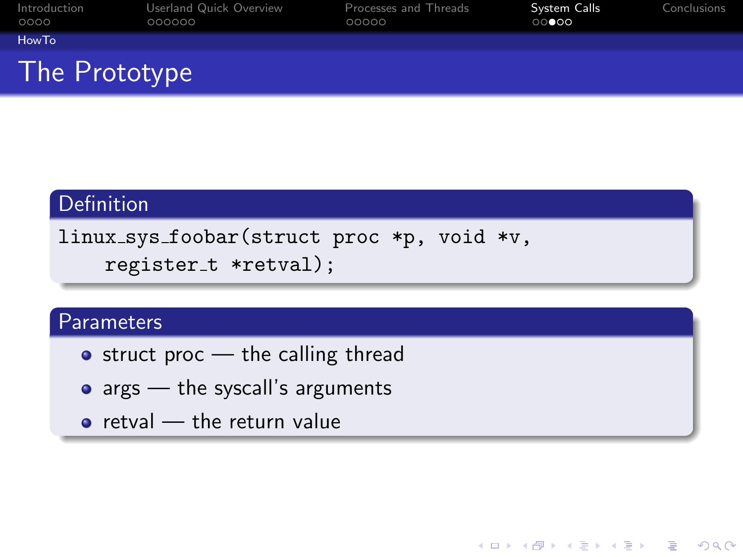## The Prototype

### Definition

```
linux_sys_foobar(struct proc *p, void *v,
    register_t *retval);
```

### Parameters

- struct proc — the calling thread
- args — the syscall's arguments
- retval — the return value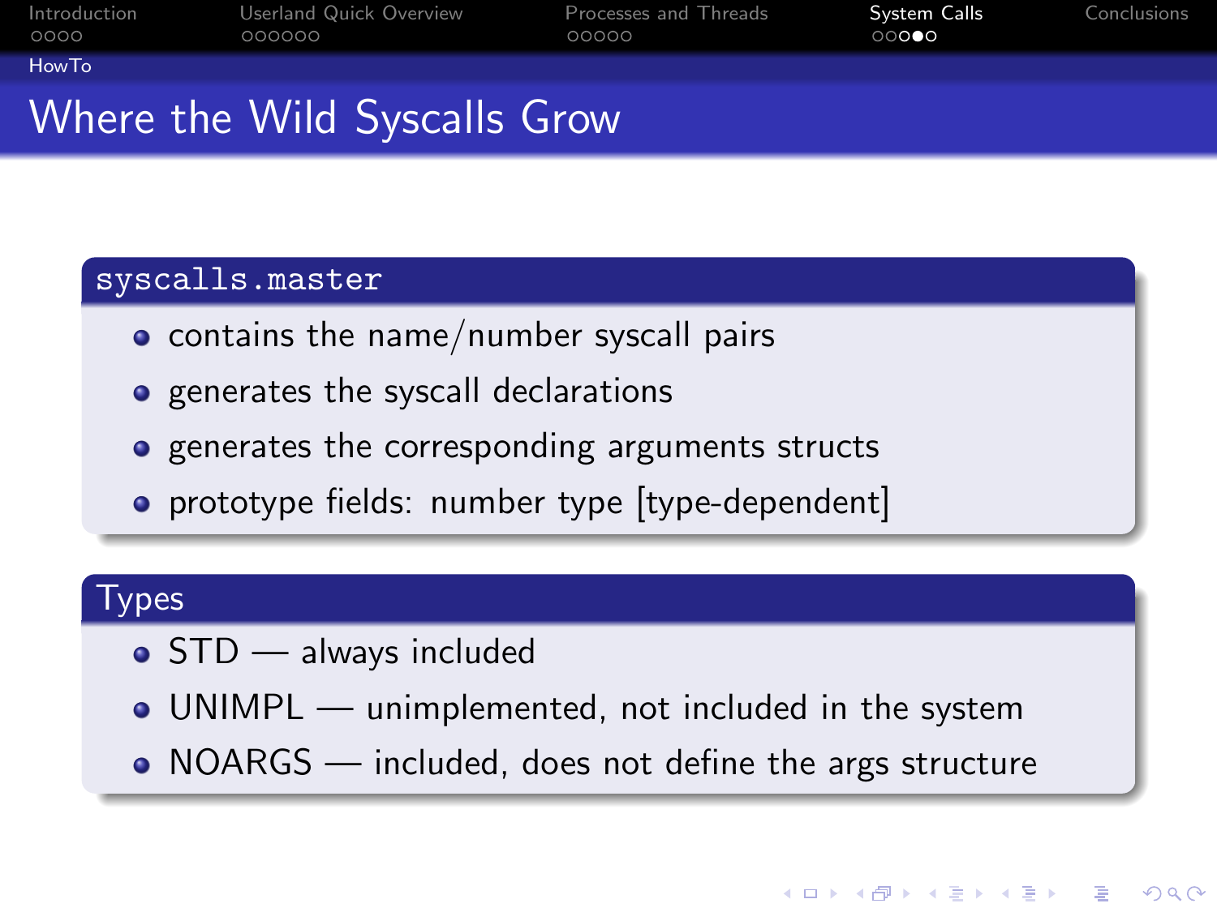# Where the Wild Syscalls Grow

### `syscalls.master`

- contains the name/number syscall pairs
- generates the syscall declarations
- generates the corresponding arguments structs
- prototype fields: number type [type-dependent]

### Types

- STD — always included
- UNIMPL — unimplemented, not included in the system
- NOARGS — included, does not define the args structure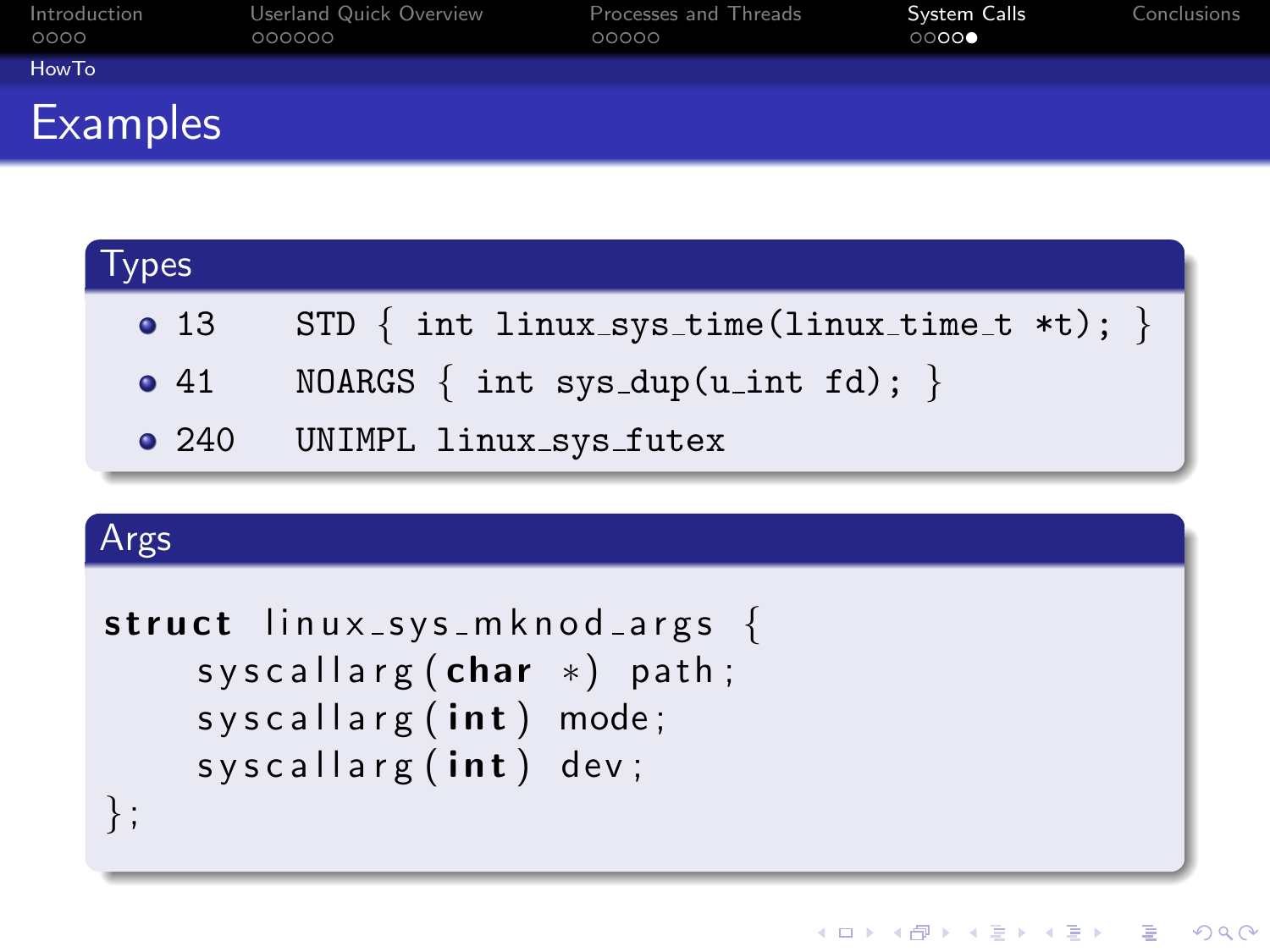# Examples

## Types

- 13 STD { int linux_sys_time(linux_time_t *t); }
- 41 NOARGS { int sys_dup(u_int fd); }
- 240 UNIMPL linux_sys_futex

## Args

```
struct linux_sys_mknod_args {
    syscallarg(char *) path;
    syscallarg(int) mode;
    syscallarg(int) dev;
};
```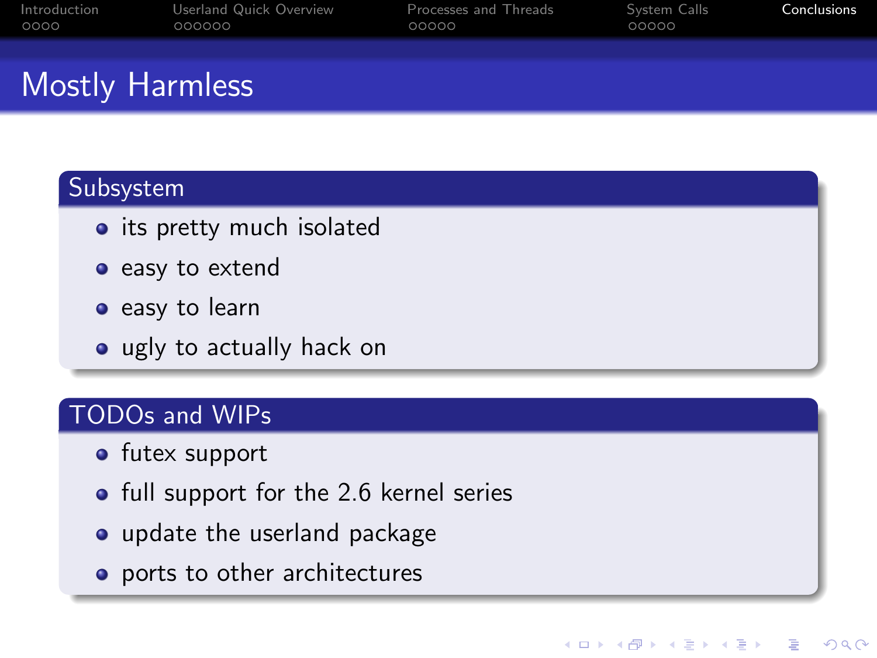# Mostly Harmless

## Subsystem

- its pretty much isolated
- easy to extend
- easy to learn
- ugly to actually hack on

## TODOs and WIPs

- futex support
- full support for the 2.6 kernel series
- update the userland package
- ports to other architectures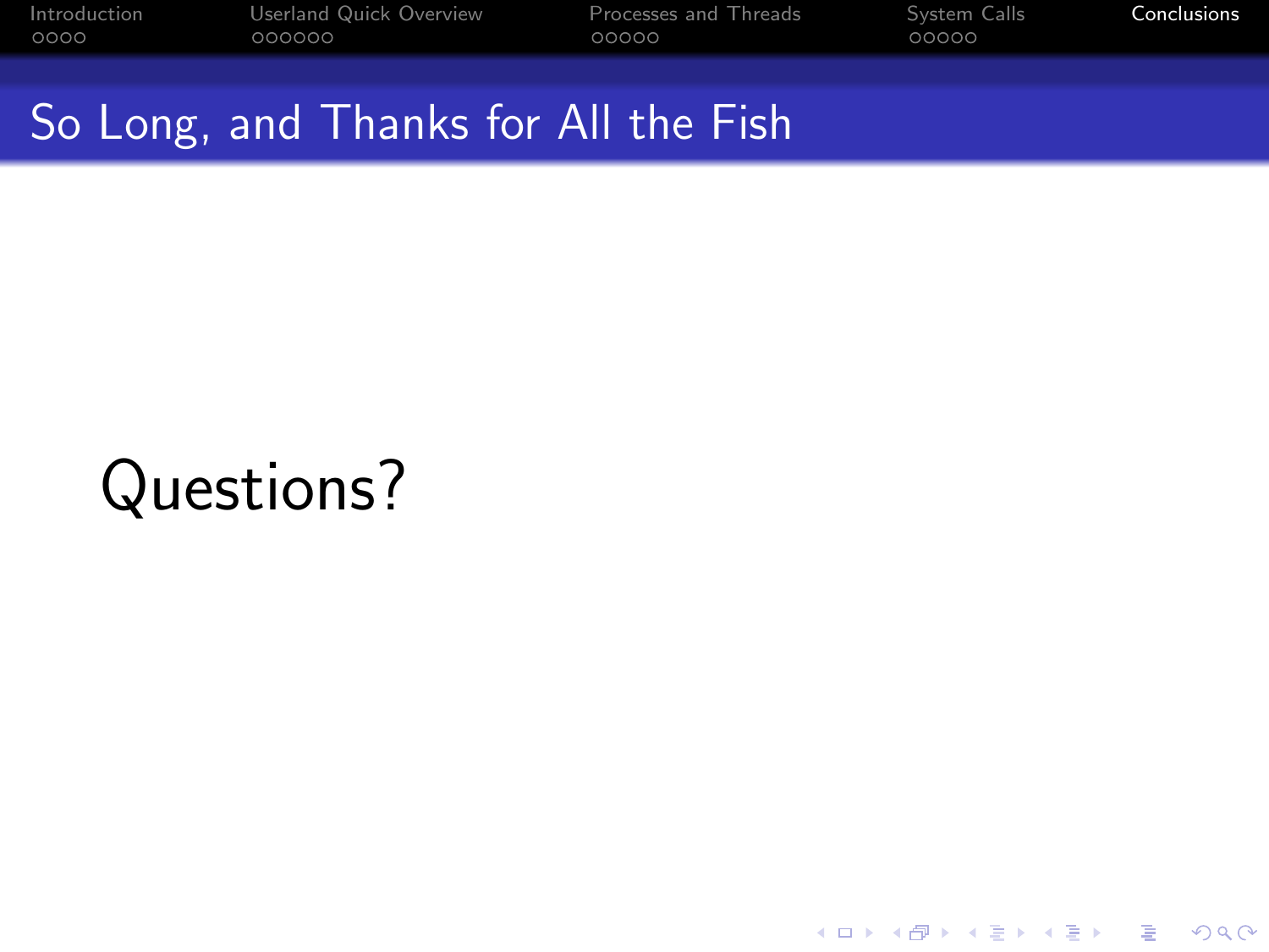# So Long, and Thanks for All the Fish

Questions?